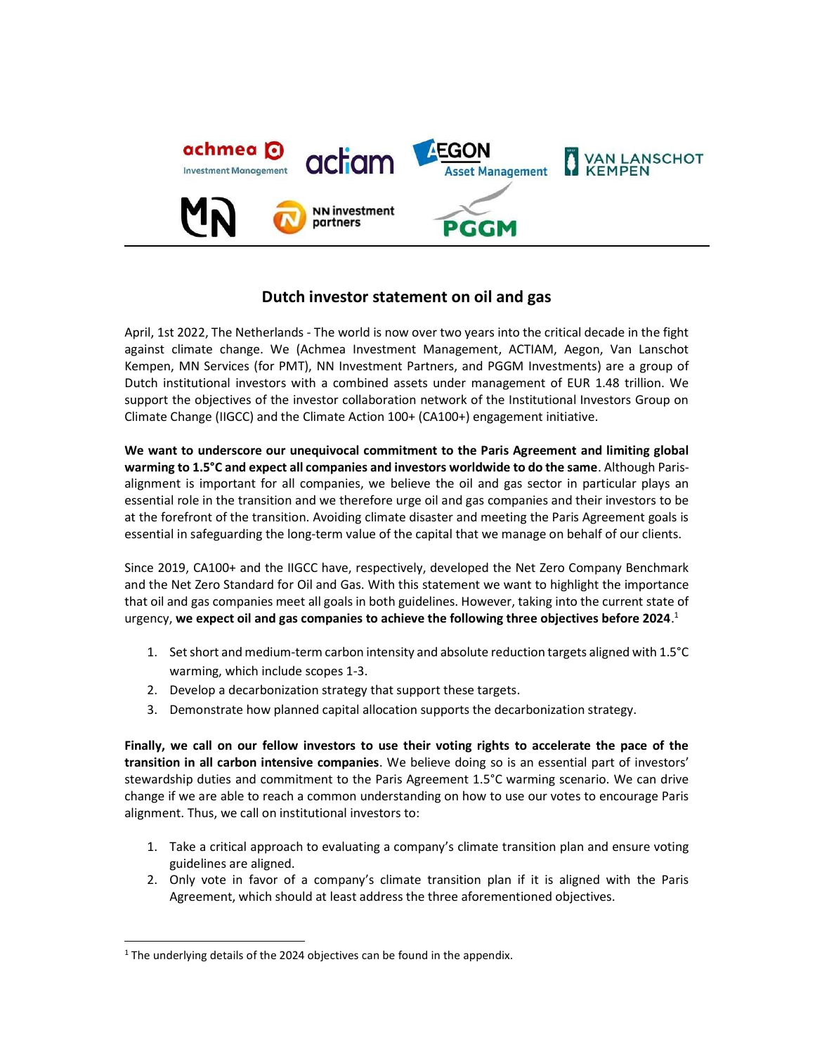# Dutch investor statement on oil and gas

April, 1st 2022, The Netherlands - The world is now over two years into the critical decade in the fight against climate change. We (Achmea Investment Management, ACTIAM, Aegon, Van Lanschot Kempen, MN Services (for PMT), NN Investment Partners, and PGGM Investments) are a group of Dutch institutional investors with a combined assets under management of EUR 1.48 trillion. We support the objectives of the investor collaboration network of the Institutional Investors Group on Climate Change (IIGCC) and the Climate Action 100+ (CA100+) engagement initiative.

**We want to underscore our unequivocal commitment to the Paris Agreement and limiting global warming to 1.5°C and expect all companies and investors worldwide to do the same**. Although Paris-alignment is important for all companies, we believe the oil and gas sector in particular plays an essential role in the transition and we therefore urge oil and gas companies and their investors to be at the forefront of the transition. Avoiding climate disaster and meeting the Paris Agreement goals is essential in safeguarding the long-term value of the capital that we manage on behalf of our clients.

Since 2019, CA100+ and the IIGCC have, respectively, developed the Net Zero Company Benchmark and the Net Zero Standard for Oil and Gas. With this statement we want to highlight the importance that oil and gas companies meet all goals in both guidelines. However, taking into the current state of urgency, **we expect oil and gas companies to achieve the following three objectives before 2024**.[1]

1. Set short and medium-term carbon intensity and absolute reduction targets aligned with 1.5°C warming, which include scopes 1-3.
2. Develop a decarbonization strategy that support these targets.
3. Demonstrate how planned capital allocation supports the decarbonization strategy.

**Finally, we call on our fellow investors to use their voting rights to accelerate the pace of the transition in all carbon intensive companies**. We believe doing so is an essential part of investors' stewardship duties and commitment to the Paris Agreement 1.5°C warming scenario. We can drive change if we are able to reach a common understanding on how to use our votes to encourage Paris alignment. Thus, we call on institutional investors to:

1. Take a critical approach to evaluating a company's climate transition plan and ensure voting guidelines are aligned.
2. Only vote in favor of a company's climate transition plan if it is aligned with the Paris Agreement, which should at least address the three aforementioned objectives.

---

[1] The underlying details of the 2024 objectives can be found in the appendix.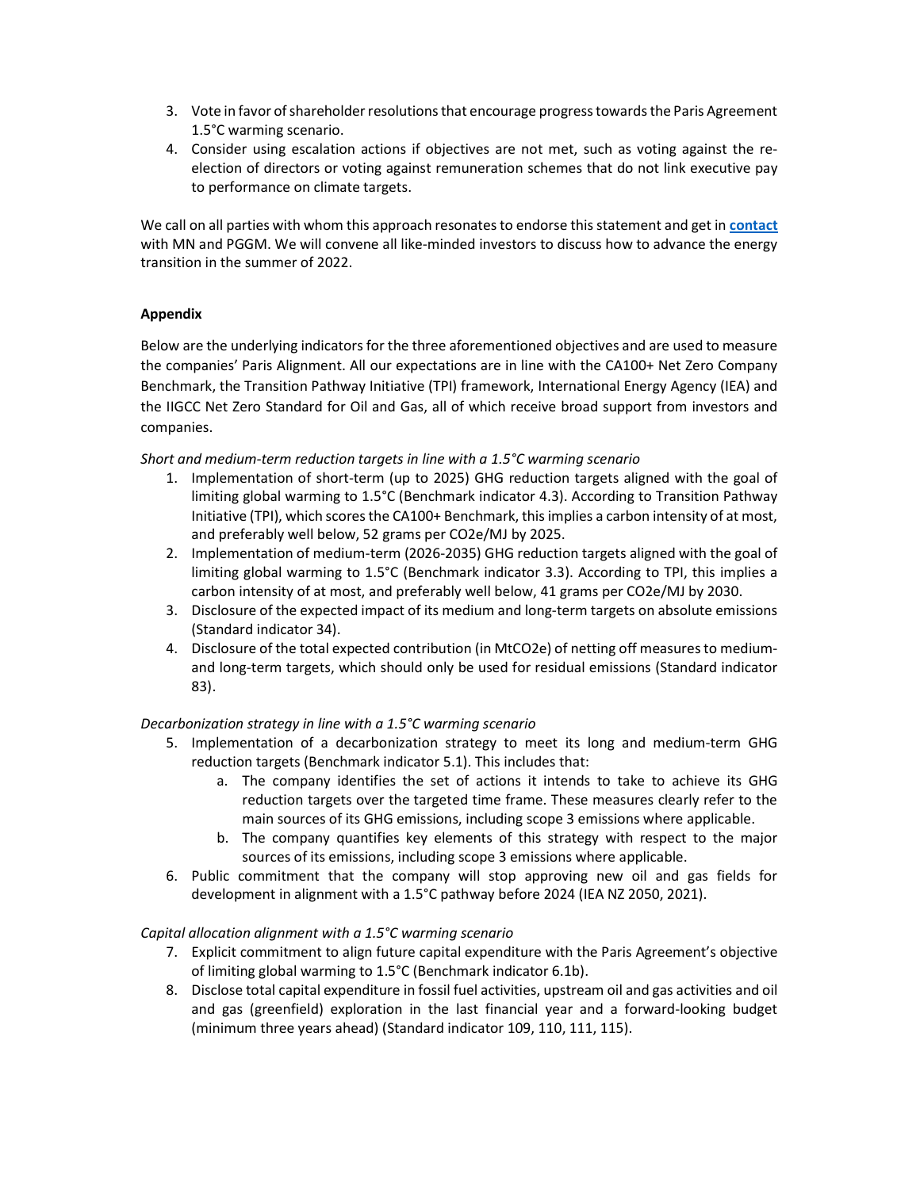3. Vote in favor of shareholder resolutions that encourage progress towards the Paris Agreement 1.5°C warming scenario.
4. Consider using escalation actions if objectives are not met, such as voting against the re-election of directors or voting against remuneration schemes that do not link executive pay to performance on climate targets.

We call on all parties with whom this approach resonates to endorse this statement and get in **contact** with MN and PGGM. We will convene all like-minded investors to discuss how to advance the energy transition in the summer of 2022.

**Appendix**

Below are the underlying indicators for the three aforementioned objectives and are used to measure the companies' Paris Alignment. All our expectations are in line with the CA100+ Net Zero Company Benchmark, the Transition Pathway Initiative (TPI) framework, International Energy Agency (IEA) and the IIGCC Net Zero Standard for Oil and Gas, all of which receive broad support from investors and companies.

*Short and medium-term reduction targets in line with a 1.5°C warming scenario*

1. Implementation of short-term (up to 2025) GHG reduction targets aligned with the goal of limiting global warming to 1.5°C (Benchmark indicator 4.3). According to Transition Pathway Initiative (TPI), which scores the CA100+ Benchmark, this implies a carbon intensity of at most, and preferably well below, 52 grams per CO2e/MJ by 2025.
2. Implementation of medium-term (2026-2035) GHG reduction targets aligned with the goal of limiting global warming to 1.5°C (Benchmark indicator 3.3). According to TPI, this implies a carbon intensity of at most, and preferably well below, 41 grams per CO2e/MJ by 2030.
3. Disclosure of the expected impact of its medium and long-term targets on absolute emissions (Standard indicator 34).
4. Disclosure of the total expected contribution (in MtCO2e) of netting off measures to medium- and long-term targets, which should only be used for residual emissions (Standard indicator 83).

*Decarbonization strategy in line with a 1.5°C warming scenario*

5. Implementation of a decarbonization strategy to meet its long and medium-term GHG reduction targets (Benchmark indicator 5.1). This includes that:
   a. The company identifies the set of actions it intends to take to achieve its GHG reduction targets over the targeted time frame. These measures clearly refer to the main sources of its GHG emissions, including scope 3 emissions where applicable.
   b. The company quantifies key elements of this strategy with respect to the major sources of its emissions, including scope 3 emissions where applicable.
6. Public commitment that the company will stop approving new oil and gas fields for development in alignment with a 1.5°C pathway before 2024 (IEA NZ 2050, 2021).

*Capital allocation alignment with a 1.5°C warming scenario*

7. Explicit commitment to align future capital expenditure with the Paris Agreement's objective of limiting global warming to 1.5°C (Benchmark indicator 6.1b).
8. Disclose total capital expenditure in fossil fuel activities, upstream oil and gas activities and oil and gas (greenfield) exploration in the last financial year and a forward-looking budget (minimum three years ahead) (Standard indicator 109, 110, 111, 115).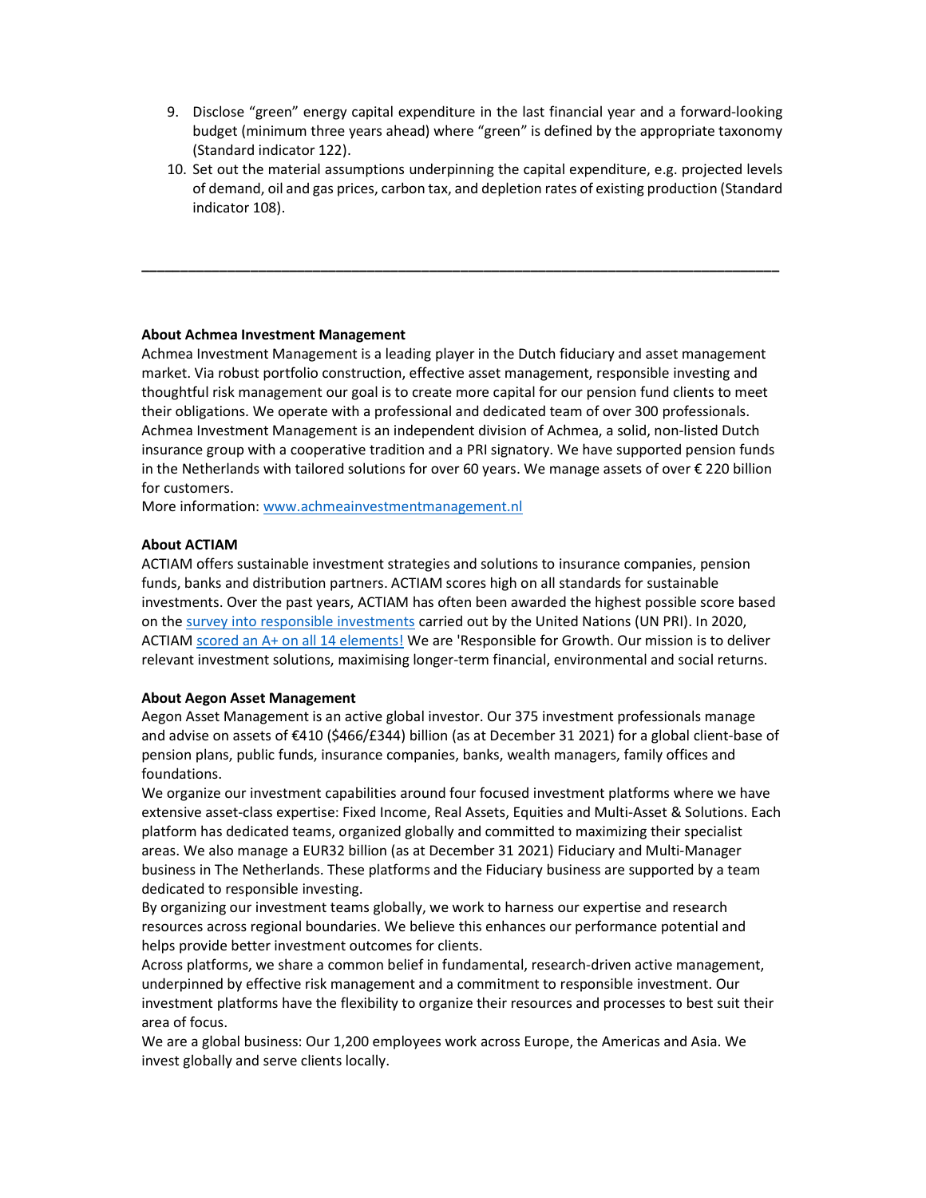9. Disclose “green” energy capital expenditure in the last financial year and a forward-looking budget (minimum three years ahead) where “green” is defined by the appropriate taxonomy (Standard indicator 122).
10. Set out the material assumptions underpinning the capital expenditure, e.g. projected levels of demand, oil and gas prices, carbon tax, and depletion rates of existing production (Standard indicator 108).

---

**About Achmea Investment Management**
Achmea Investment Management is a leading player in the Dutch fiduciary and asset management market. Via robust portfolio construction, effective asset management, responsible investing and thoughtful risk management our goal is to create more capital for our pension fund clients to meet their obligations. We operate with a professional and dedicated team of over 300 professionals. Achmea Investment Management is an independent division of Achmea, a solid, non-listed Dutch insurance group with a cooperative tradition and a PRI signatory. We have supported pension funds in the Netherlands with tailored solutions for over 60 years. We manage assets of over € 220 billion for customers.
More information: [www.achmeainvestmentmanagement.nl](www.achmeainvestmentmanagement.nl)

**About ACTIAM**
ACTIAM offers sustainable investment strategies and solutions to insurance companies, pension funds, banks and distribution partners. ACTIAM scores high on all standards for sustainable investments. Over the past years, ACTIAM has often been awarded the highest possible score based on the survey into responsible investments carried out by the United Nations (UN PRI). In 2020, ACTIAM scored an A+ on all 14 elements! We are 'Responsible for Growth. Our mission is to deliver relevant investment solutions, maximising longer-term financial, environmental and social returns.

**About Aegon Asset Management**
Aegon Asset Management is an active global investor. Our 375 investment professionals manage and advise on assets of €410 ($466/£344) billion (as at December 31 2021) for a global client-base of pension plans, public funds, insurance companies, banks, wealth managers, family offices and foundations.
We organize our investment capabilities around four focused investment platforms where we have extensive asset-class expertise: Fixed Income, Real Assets, Equities and Multi-Asset & Solutions. Each platform has dedicated teams, organized globally and committed to maximizing their specialist areas. We also manage a EUR32 billion (as at December 31 2021) Fiduciary and Multi-Manager business in The Netherlands. These platforms and the Fiduciary business are supported by a team dedicated to responsible investing.
By organizing our investment teams globally, we work to harness our expertise and research resources across regional boundaries. We believe this enhances our performance potential and helps provide better investment outcomes for clients.
Across platforms, we share a common belief in fundamental, research-driven active management, underpinned by effective risk management and a commitment to responsible investment. Our investment platforms have the flexibility to organize their resources and processes to best suit their area of focus.
We are a global business: Our 1,200 employees work across Europe, the Americas and Asia. We invest globally and serve clients locally.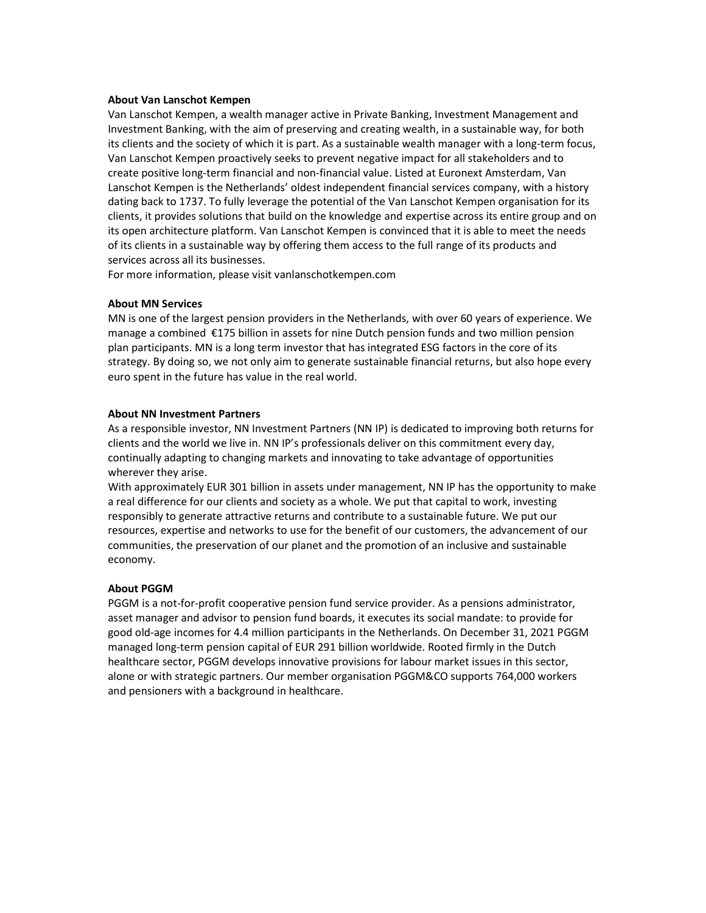**About Van Lanschot Kempen**

Van Lanschot Kempen, a wealth manager active in Private Banking, Investment Management and Investment Banking, with the aim of preserving and creating wealth, in a sustainable way, for both its clients and the society of which it is part. As a sustainable wealth manager with a long-term focus, Van Lanschot Kempen proactively seeks to prevent negative impact for all stakeholders and to create positive long-term financial and non-financial value. Listed at Euronext Amsterdam, Van Lanschot Kempen is the Netherlands' oldest independent financial services company, with a history dating back to 1737. To fully leverage the potential of the Van Lanschot Kempen organisation for its clients, it provides solutions that build on the knowledge and expertise across its entire group and on its open architecture platform. Van Lanschot Kempen is convinced that it is able to meet the needs of its clients in a sustainable way by offering them access to the full range of its products and services across all its businesses.
For more information, please visit vanlanschotkempen.com

**About MN Services**

MN is one of the largest pension providers in the Netherlands, with over 60 years of experience. We manage a combined €175 billion in assets for nine Dutch pension funds and two million pension plan participants. MN is a long term investor that has integrated ESG factors in the core of its strategy. By doing so, we not only aim to generate sustainable financial returns, but also hope every euro spent in the future has value in the real world.

**About NN Investment Partners**

As a responsible investor, NN Investment Partners (NN IP) is dedicated to improving both returns for clients and the world we live in. NN IP's professionals deliver on this commitment every day, continually adapting to changing markets and innovating to take advantage of opportunities wherever they arise.
With approximately EUR 301 billion in assets under management, NN IP has the opportunity to make a real difference for our clients and society as a whole. We put that capital to work, investing responsibly to generate attractive returns and contribute to a sustainable future. We put our resources, expertise and networks to use for the benefit of our customers, the advancement of our communities, the preservation of our planet and the promotion of an inclusive and sustainable economy.

**About PGGM**

PGGM is a not-for-profit cooperative pension fund service provider. As a pensions administrator, asset manager and advisor to pension fund boards, it executes its social mandate: to provide for good old-age incomes for 4.4 million participants in the Netherlands. On December 31, 2021 PGGM managed long-term pension capital of EUR 291 billion worldwide. Rooted firmly in the Dutch healthcare sector, PGGM develops innovative provisions for labour market issues in this sector, alone or with strategic partners. Our member organisation PGGM&CO supports 764,000 workers and pensioners with a background in healthcare.